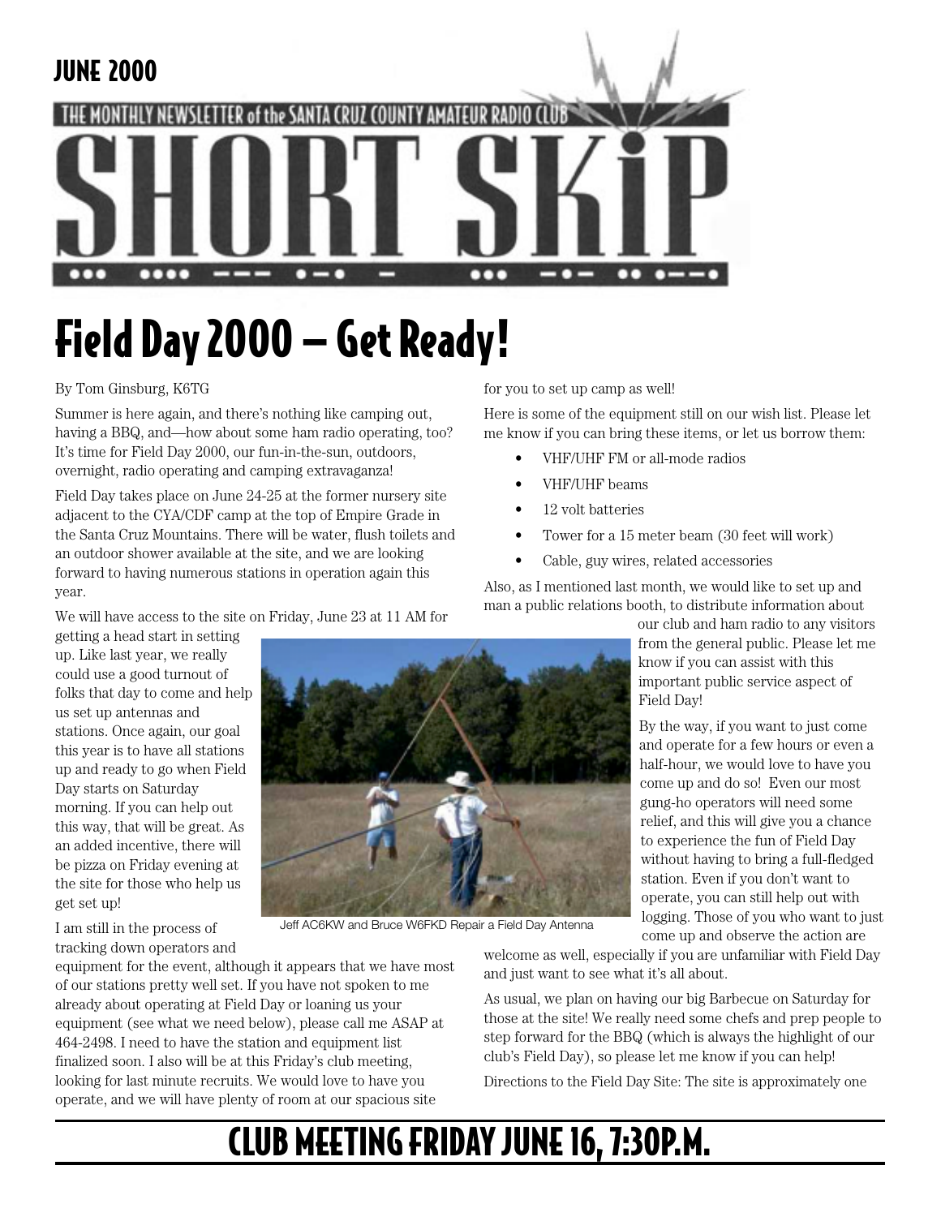JUNE 2000

THE MONTHLY NEWSLETTER of the SANTA CRUZ COUNTY AMATEUR RADIO CLUB

# SHORT SKiP

# Field Day 2000 – Get Ready!

By Tom Ginsburg, K6TG

Summer is here again, and there's nothing like camping out, having a BBQ, and—how about some ham radio operating, too? It's time for Field Day 2000, our fun-in-the-sun, outdoors, overnight, radio operating and camping extravaganza!

Field Day takes place on June 24-25 at the former nursery site adjacent to the CYA/CDF camp at the top of Empire Grade in the Santa Cruz Mountains. There will be water, flush toilets and an outdoor shower available at the site, and we are looking forward to having numerous stations in operation again this year.

We will have access to the site on Friday, June 23 at 11 AM for getting a head start in setting up. Like last year, we really could use a good turnout of folks that day to come and help us set up antennas and stations. Once again, our goal this year is to have all stations up and ready to go when Field Day starts on Saturday morning. If you can help out this way, that will be great. As an added incentive, there will be pizza on Friday evening at the site for those who help us get set up!

Jeff AC6KW and Bruce W6FKD Repair a Field Day Antenna

I am still in the process of tracking down operators and equipment for the event, although it appears that we have most of our stations pretty well set. If you have not spoken to me already about operating at Field Day or loaning us your equipment (see what we need below), please call me ASAP at 464-2498. I need to have the station and equipment list finalized soon. I also will be at this Friday's club meeting, looking for last minute recruits. We would love to have you operate, and we will have plenty of room at our spacious site for you to set up camp as well!

Here is some of the equipment still on our wish list. Please let me know if you can bring these items, or let us borrow them:

- VHF/UHF FM or all-mode radios
- VHF/UHF beams
- 12 volt batteries
- Tower for a 15 meter beam (30 feet will work)
- Cable, guy wires, related accessories

Also, as I mentioned last month, we would like to set up and man a public relations booth, to distribute information about our club and ham radio to any visitors from the general public. Please let me know if you can assist with this important public service aspect of Field Day!

By the way, if you want to just come and operate for a few hours or even a half-hour, we would love to have you come up and do so! Even our most gung-ho operators will need some relief, and this will give you a chance to experience the fun of Field Day without having to bring a full-fledged station. Even if you don't want to operate, you can still help out with logging. Those of you who want to just come up and observe the action are welcome as well, especially if you are unfamiliar with Field Day and just want to see what it's all about.

As usual, we plan on having our big Barbecue on Saturday for those at the site! We really need some chefs and prep people to step forward for the BBQ (which is always the highlight of our club's Field Day), so please let me know if you can help!

Directions to the Field Day Site: The site is approximately one

## CLUB MEETING FRIDAY JUNE 16, 7:30P.M.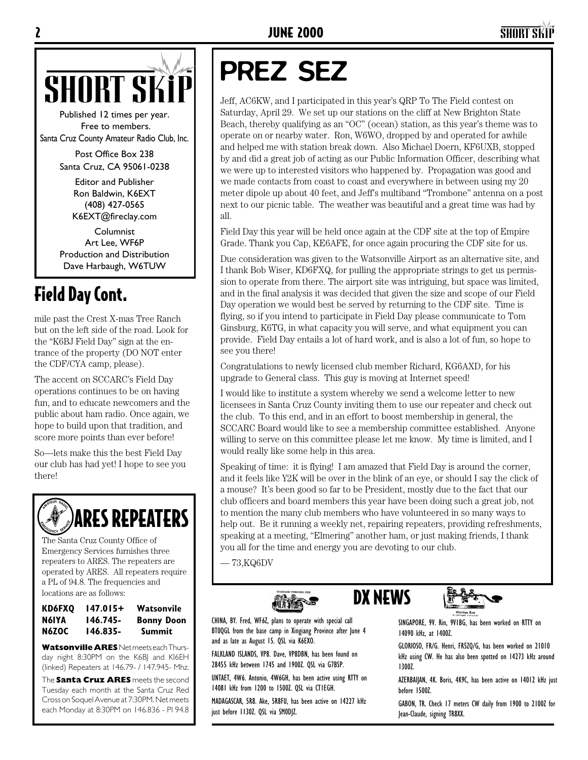# SHORT SKIP

Published 12 times per year.
Free to members.
Santa Cruz County Amateur Radio Club, Inc.

Post Office Box 238
Santa Cruz, CA 95061-0238

Editor and Publisher
Ron Baldwin, K6EXT
(408) 427-0565
K6EXT@fireclay.com

Columnist
Art Lee, WF6P
Production and Distribution
Dave Harbaugh, W6TUW

## Field Day Cont.

mile past the Crest X-mas Tree Ranch but on the left side of the road. Look for the "K6BJ Field Day" sign at the entrance of the property (DO NOT enter the CDF/CYA camp, please).

The accent on SCCARC's Field Day operations continues to be on having fun, and to educate newcomers and the public about ham radio. Once again, we hope to build upon that tradition, and score more points than ever before!

So—lets make this the best Field Day our club has had yet! I hope to see you there!

## ARES REPEATERS

The Santa Cruz County Office of Emergency Services furnishes three repeaters to ARES. The repeaters are operated by ARES. All repeaters require a PL of 94.8. The frequencies and locations are as follows:

| | | |
|---|---|---|
| **KD6FXQ** | **147.015+** | **Watsonvile** |
| **N6IYA** | **146.745-** | **Bonny Doon** |
| **N6ZOC** | **146.835-** | **Summit** |

**Watsonville ARES** Net meets each Thursday night 8:30PM on the K6BJ and KI6EH (linked) Repeaters at 146.79- / 147.945- Mhz.

The **Santa Cruz ARES** meets the second Tuesday each month at the Santa Cruz Red Cross on Soquel Avenue at 7:30PM. Net meets each Monday at 8:30PM on 146.836 - Pl 94.8

# PREZ SEZ

Jeff, AC6KW, and I participated in this year's QRP To The Field contest on Saturday, April 29. We set up our stations on the cliff at New Brighton State Beach, thereby qualifying as an "OC" (ocean) station, as this year's theme was to operate on or nearby water. Ron, W6WO, dropped by and operated for awhile and helped me with station break down. Also Michael Doern, KF6UXB, stopped by and did a great job of acting as our Public Information Officer, describing what we were up to interested visitors who happened by. Propagation was good and we made contacts from coast to coast and everywhere in between using my 20 meter dipole up about 40 feet, and Jeff's multiband "Trombone" antenna on a post next to our picnic table. The weather was beautiful and a great time was had by all.

Field Day this year will be held once again at the CDF site at the top of Empire Grade. Thank you Cap, KE6AFE, for once again procuring the CDF site for us.

Due consideration was given to the Watsonville Airport as an alternative site, and I thank Bob Wiser, KD6FXQ, for pulling the appropriate strings to get us permission to operate from there. The airport site was intriguing, but space was limited, and in the final analysis it was decided that given the size and scope of our Field Day operation we would best be served by returning to the CDF site. Time is flying, so if you intend to participate in Field Day please communicate to Tom Ginsburg, K6TG, in what capacity you will serve, and what equipment you can provide. Field Day entails a lot of hard work, and is also a lot of fun, so hope to see you there!

Congratulations to newly licensed club member Richard, KG6AXD, for his upgrade to General class. This guy is moving at Internet speed!

I would like to institute a system whereby we send a welcome letter to new licensees in Santa Cruz County inviting them to use our repeater and check out the club. To this end, and in an effort to boost membership in general, the SCCARC Board would like to see a membership committee established. Anyone willing to serve on this committee please let me know. My time is limited, and I would really like some help in this area.

Speaking of time: it is flying! I am amazed that Field Day is around the corner, and it feels like Y2K will be over in the blink of an eye, or should I say the click of a mouse? It's been good so far to be President, mostly due to the fact that our club officers and board members this year have been doing such a great job, not to mention the many club members who have volunteered in so many ways to help out. Be it running a weekly net, repairing repeaters, providing refreshments, speaking at a meeting, "Elmering" another ham, or just making friends, I thank you all for the time and energy you are devoting to our club.

— 73,KQ6DV

## DX NEWS

CHINA, BY. Fred, WF6Z, plans to operate with special call BT0QGL from the base camp in Xingiang Province after June 4 and as late as August 15. QSL via K6EXO.

FALKLAND ISLANDS, VP8. Dave, VP8DBN, has been found on 28455 kHz between 1745 and 1900Z. QSL via G7BSP.

UNTAET, 4W6. Antonio, 4W6GH, has been active using RTTY on 14081 kHz from 1200 to 1500Z. QSL via CT1EGH.

MADAGASCAR, 5R8. Ake, 5R8FU, has been active on 14227 kHz just before 1130Z. QSL via SM0DJZ.

SINGAPORE, 9V. Rin, 9V1BG, has been worked on RTTY on 14090 kHz, at 1400Z.

GLORIOSO, FR/G. Henri, FR5ZQ/G, has been worked on 21010 kHz using CW. He has also been spotted on 14273 kHz around 1300Z.

AZERBAIJAN, 4K. Boris, 4K9C, has been active on 14012 kHz just before 1500Z.

GABON, TR. Check 17 meters CW daily from 1900 to 2100Z for Jean-Claude, signing TR8XX.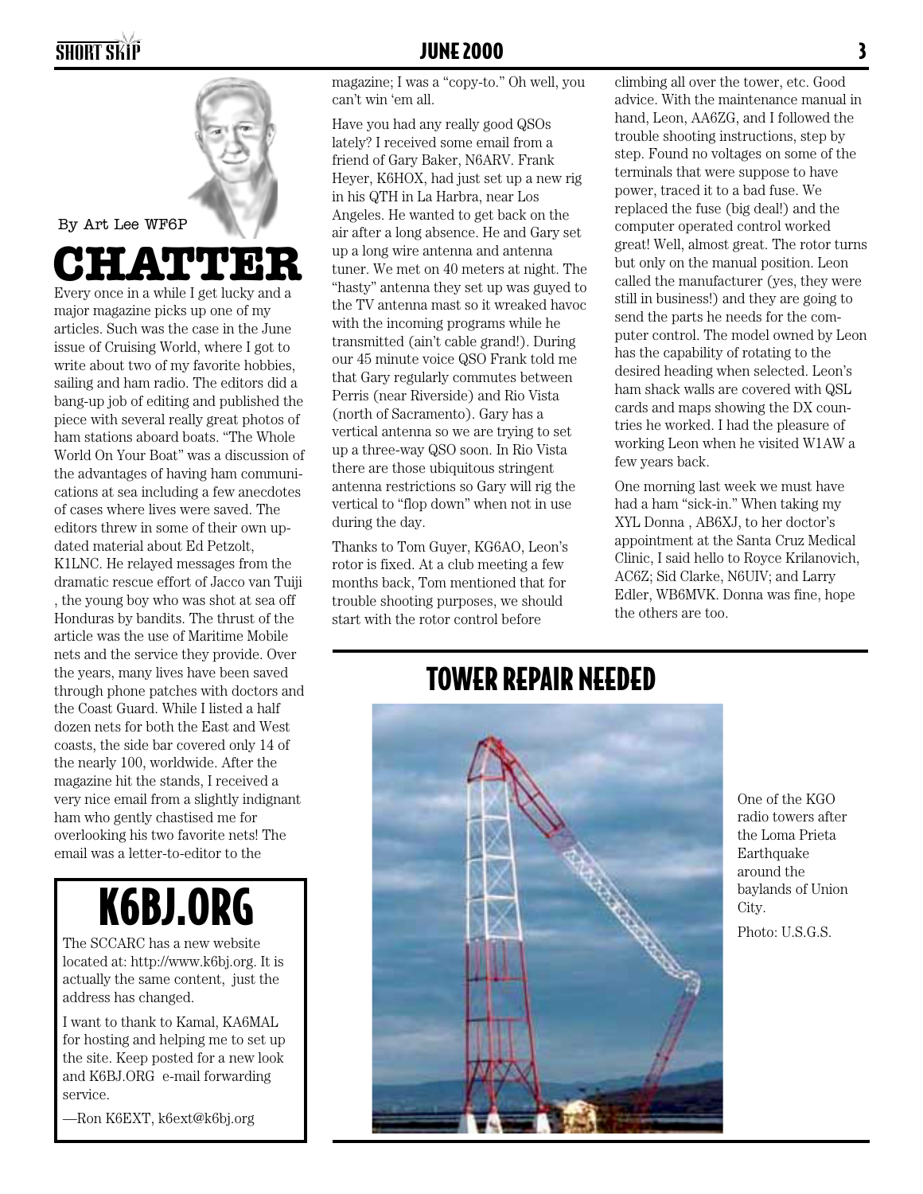By Art Lee WF6P

# CHATTER

Every once in a while I get lucky and a major magazine picks up one of my articles. Such was the case in the June issue of Cruising World, where I got to write about two of my favorite hobbies, sailing and ham radio. The editors did a bang-up job of editing and published the piece with several really great photos of ham stations aboard boats. "The Whole World On Your Boat" was a discussion of the advantages of having ham communications at sea including a few anecdotes of cases where lives were saved. The editors threw in some of their own updated material about Ed Petzolt, K1LNC. He relayed messages from the dramatic rescue effort of Jacco van Tuiji , the young boy who was shot at sea off Honduras by bandits. The thrust of the article was the use of Maritime Mobile nets and the service they provide. Over the years, many lives have been saved through phone patches with doctors and the Coast Guard. While I listed a half dozen nets for both the East and West coasts, the side bar covered only 14 of the nearly 100, worldwide. After the magazine hit the stands, I received a very nice email from a slightly indignant ham who gently chastised me for overlooking his two favorite nets! The email was a letter-to-editor to the magazine; I was a "copy-to." Oh well, you can't win 'em all.

Have you had any really good QSOs lately? I received some email from a friend of Gary Baker, N6ARV. Frank Heyer, K6HOX, had just set up a new rig in his QTH in La Harbra, near Los Angeles. He wanted to get back on the air after a long absence. He and Gary set up a long wire antenna and antenna tuner. We met on 40 meters at night. The "hasty" antenna they set up was guyed to the TV antenna mast so it wreaked havoc with the incoming programs while he transmitted (ain't cable grand!). During our 45 minute voice QSO Frank told me that Gary regularly commutes between Perris (near Riverside) and Rio Vista (north of Sacramento). Gary has a vertical antenna so we are trying to set up a three-way QSO soon. In Rio Vista there are those ubiquitous stringent antenna restrictions so Gary will rig the vertical to "flop down" when not in use during the day.

Thanks to Tom Guyer, KG6AO, Leon's rotor is fixed. At a club meeting a few months back, Tom mentioned that for trouble shooting purposes, we should start with the rotor control before climbing all over the tower, etc. Good advice. With the maintenance manual in hand, Leon, AA6ZG, and I followed the trouble shooting instructions, step by step. Found no voltages on some of the terminals that were suppose to have power, traced it to a bad fuse. We replaced the fuse (big deal!) and the computer operated control worked great! Well, almost great. The rotor turns but only on the manual position. Leon called the manufacturer (yes, they were still in business!) and they are going to send the parts he needs for the computer control. The model owned by Leon has the capability of rotating to the desired heading when selected. Leon's ham shack walls are covered with QSL cards and maps showing the DX countries he worked. I had the pleasure of working Leon when he visited W1AW a few years back.

One morning last week we must have had a ham "sick-in." When taking my XYL Donna , AB6XJ, to her doctor's appointment at the Santa Cruz Medical Clinic, I said hello to Royce Krilanovich, AC6Z; Sid Clarke, N6UIV; and Larry Edler, WB6MVK. Donna was fine, hope the others are too.

## K6BJ.ORG

The SCCARC has a new website located at: http://www.k6bj.org. It is actually the same content, just the address has changed.

I want to thank to Kamal, KA6MAL for hosting and helping me to set up the site. Keep posted for a new look and K6BJ.ORG e-mail forwarding service.

—Ron K6EXT, k6ext@k6bj.org

## TOWER REPAIR NEEDED

One of the KGO radio towers after the Loma Prieta Earthquake around the baylands of Union City.

Photo: U.S.G.S.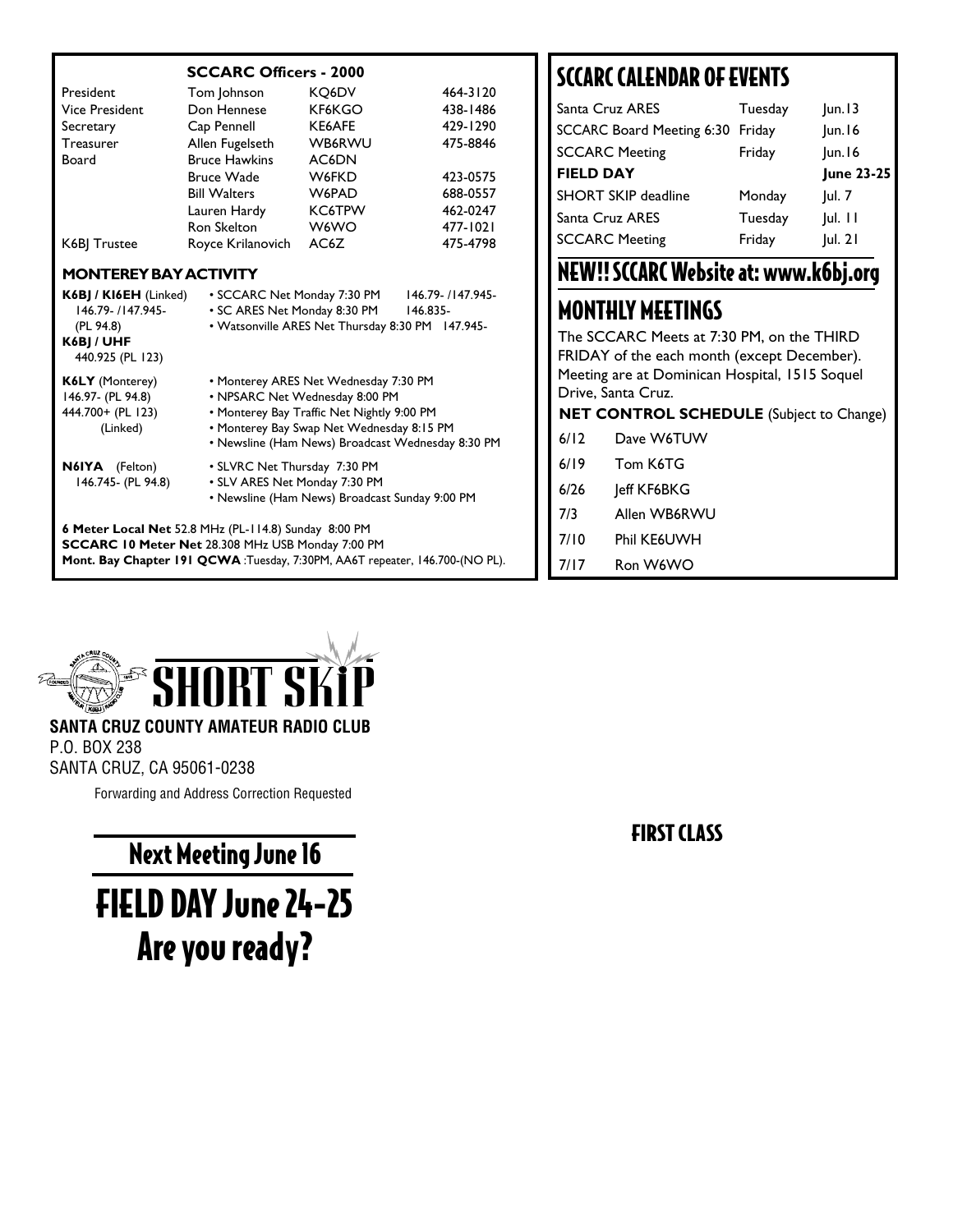## SCCARC Officers - 2000

| | | | |
|---|---|---|---|
| President | Tom Johnson | KQ6DV | 464-3120 |
| Vice President | Don Hennese | KF6KGO | 438-1486 |
| Secretary | Cap Pennell | KE6AFE | 429-1290 |
| Treasurer | Allen Fugelseth | WB6RWU | 475-8846 |
| Board | Bruce Hawkins | AC6DN | |
| | Bruce Wade | W6FKD | 423-0575 |
| | Bill Walters | W6PAD | 688-0557 |
| | Lauren Hardy | KC6TPW | 462-0247 |
| | Ron Skelton | W6WO | 477-1021 |
| K6BJ Trustee | Royce Krilanovich | AC6Z | 475-4798 |

### MONTEREY BAY ACTIVITY

**K6BJ / KI6EH** (Linked)
146.79- /147.945- (PL 94.8)
**K6BJ / UHF**
440.925 (PL 123)

- SCCARC Net Monday 7:30 PM 146.79- /147.945-
- SC ARES Net Monday 8:30 PM 146.835-
- Watsonville ARES Net Thursday 8:30 PM 147.945-

**K6LY** (Monterey)
146.97- (PL 94.8)
444.700+ (PL 123)
(Linked)

- Monterey ARES Net Wednesday 7:30 PM
- NPSARC Net Wednesday 8:00 PM
- Monterey Bay Traffic Net Nightly 9:00 PM
- Monterey Bay Swap Net Wednesday 8:15 PM
- Newsline (Ham News) Broadcast Wednesday 8:30 PM

**N6IYA** (Felton)
146.745- (PL 94.8)

- SLVRC Net Thursday 7:30 PM
- SLV ARES Net Monday 7:30 PM
- Newsline (Ham News) Broadcast Sunday 9:00 PM

**6 Meter Local Net** 52.8 MHz (PL-114.8) Sunday 8:00 PM
**SCCARC 10 Meter Net** 28.308 MHz USB Monday 7:00 PM
**Mont. Bay Chapter 191 QCWA** :Tuesday, 7:30PM, AA6T repeater, 146.700-(NO PL).

## SCCARC CALENDAR OF EVENTS

| | | |
|---|---|---|
| Santa Cruz ARES | Tuesday | Jun.13 |
| SCCARC Board Meeting 6:30 | Friday | Jun.16 |
| SCCARC Meeting | Friday | Jun.16 |
| **FIELD DAY** | | **June 23-25** |
| SHORT SKIP deadline | Monday | Jul. 7 |
| Santa Cruz ARES | Tuesday | Jul. 11 |
| SCCARC Meeting | Friday | Jul. 21 |

## NEW!! SCCARC Website at: www.k6bj.org

## MONTHLY MEETINGS

The SCCARC Meets at 7:30 PM, on the THIRD FRIDAY of the each month (except December). Meeting are at Dominican Hospital, 1515 Soquel Drive, Santa Cruz.

**NET CONTROL SCHEDULE** (Subject to Change)

| | |
|---|---|
| 6/12 | Dave W6TUW |
| 6/19 | Tom K6TG |
| 6/26 | Jeff KF6BKG |
| 7/3 | Allen WB6RWU |
| 7/10 | Phil KE6UWH |
| 7/17 | Ron W6WO |

# SHORT SKIP

**SANTA CRUZ COUNTY AMATEUR RADIO CLUB**
P.O. BOX 238
SANTA CRUZ, CA 95061-0238

Forwarding and Address Correction Requested

**FIRST CLASS**

## Next Meeting June 16

# FIELD DAY June 24-25
# Are you ready?